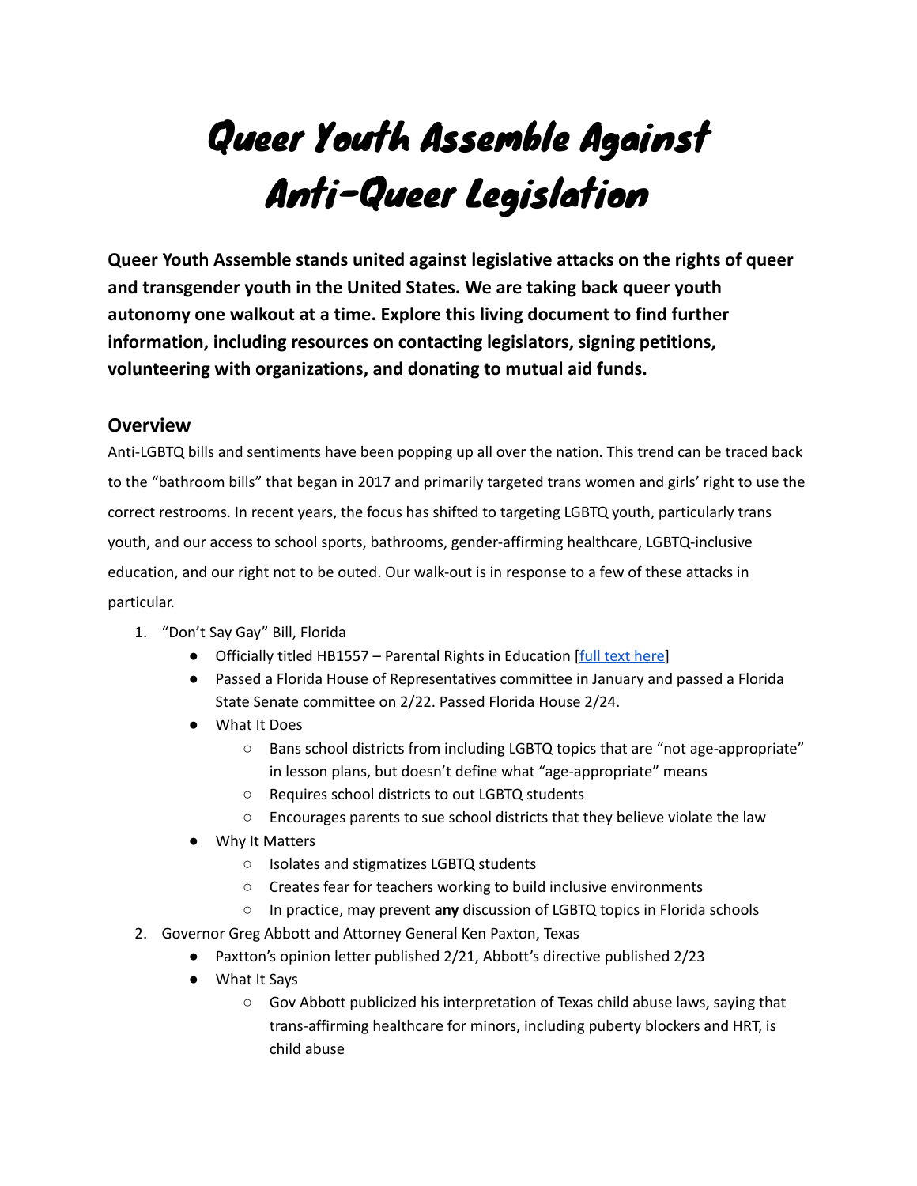# Queer Youth Assemble Against Anti-Queer Legislation

**Queer Youth Assemble stands united against legislative attacks on the rights of queer and transgender youth in the United States. We are taking back queer youth autonomy one walkout at a time. Explore this living document to find further information, including resources on contacting legislators, signing petitions, volunteering with organizations, and donating to mutual aid funds.**

## Overview

Anti-LGBTQ bills and sentiments have been popping up all over the nation. This trend can be traced back to the "bathroom bills" that began in 2017 and primarily targeted trans women and girls' right to use the correct restrooms. In recent years, the focus has shifted to targeting LGBTQ youth, particularly trans youth, and our access to school sports, bathrooms, gender-affirming healthcare, LGBTQ-inclusive education, and our right not to be outed. Our walk-out is in response to a few of these attacks in particular.

1. "Don't Say Gay" Bill, Florida
    - Officially titled HB1557 – Parental Rights in Education [full text here]
    - Passed a Florida House of Representatives committee in January and passed a Florida State Senate committee on 2/22. Passed Florida House 2/24.
    - What It Does
        - Bans school districts from including LGBTQ topics that are "not age-appropriate" in lesson plans, but doesn't define what "age-appropriate" means
        - Requires school districts to out LGBTQ students
        - Encourages parents to sue school districts that they believe violate the law
    - Why It Matters
        - Isolates and stigmatizes LGBTQ students
        - Creates fear for teachers working to build inclusive environments
        - In practice, may prevent **any** discussion of LGBTQ topics in Florida schools
2. Governor Greg Abbott and Attorney General Ken Paxton, Texas
    - Paxton's opinion letter published 2/21, Abbott's directive published 2/23
    - What It Says
        - Gov Abbott publicized his interpretation of Texas child abuse laws, saying that trans-affirming healthcare for minors, including puberty blockers and HRT, is child abuse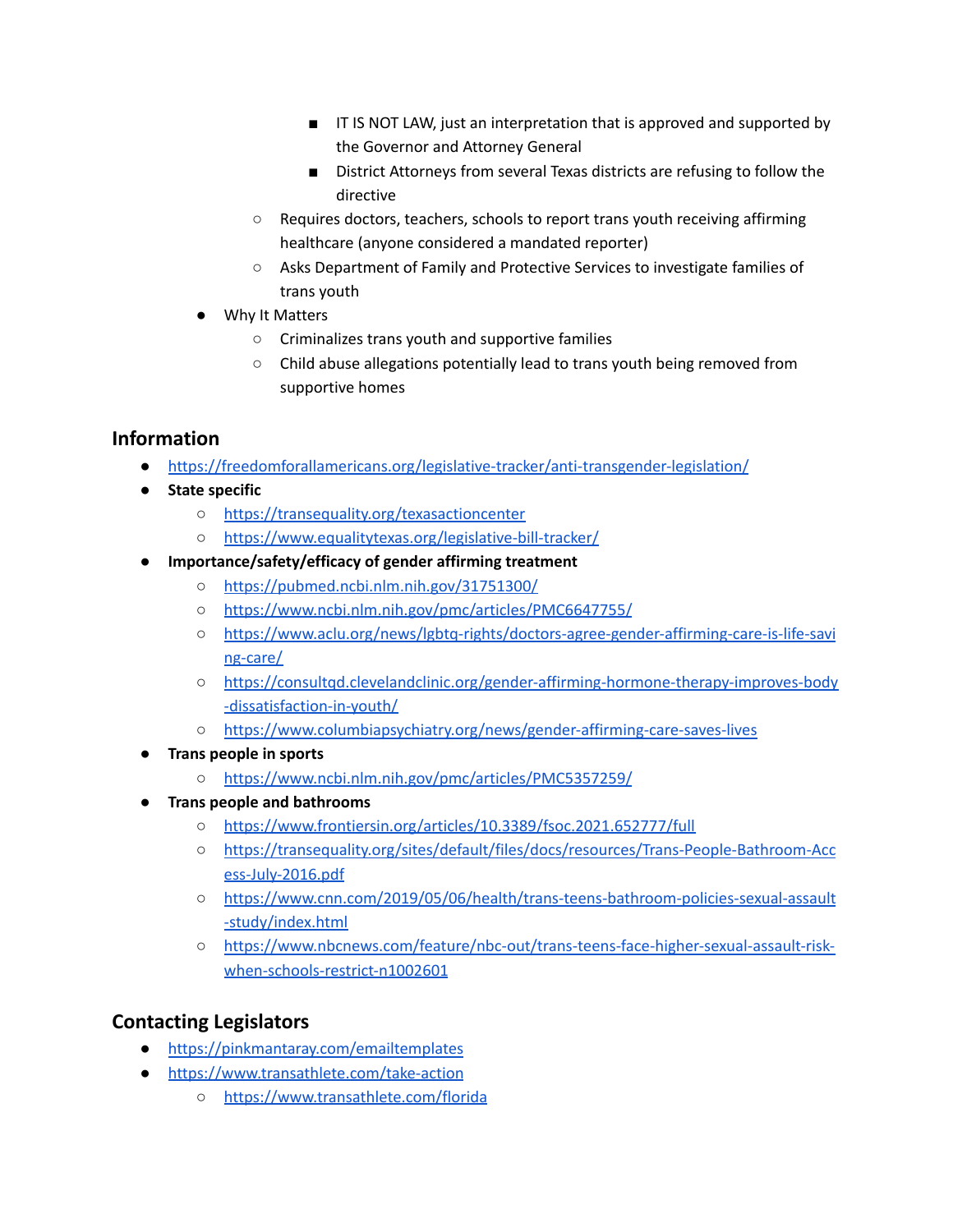- IT IS NOT LAW, just an interpretation that is approved and supported by the Governor and Attorney General
        - District Attorneys from several Texas districts are refusing to follow the directive
    - Requires doctors, teachers, schools to report trans youth receiving affirming healthcare (anyone considered a mandated reporter)
    - Asks Department of Family and Protective Services to investigate families of trans youth
- Why It Matters
    - Criminalizes trans youth and supportive families
    - Child abuse allegations potentially lead to trans youth being removed from supportive homes

## Information

- https://freedomforallamericans.org/legislative-tracker/anti-transgender-legislation/
- **State specific**
    - https://transequality.org/texasactioncenter
    - https://www.equalitytexas.org/legislative-bill-tracker/
- **Importance/safety/efficacy of gender affirming treatment**
    - https://pubmed.ncbi.nlm.nih.gov/31751300/
    - https://www.ncbi.nlm.nih.gov/pmc/articles/PMC6647755/
    - https://www.aclu.org/news/lgbtq-rights/doctors-agree-gender-affirming-care-is-life-saving-care/
    - https://consultqd.clevelandclinic.org/gender-affirming-hormone-therapy-improves-body-dissatisfaction-in-youth/
    - https://www.columbiapsychiatry.org/news/gender-affirming-care-saves-lives
- **Trans people in sports**
    - https://www.ncbi.nlm.nih.gov/pmc/articles/PMC5357259/
- **Trans people and bathrooms**
    - https://www.frontiersin.org/articles/10.3389/fsoc.2021.652777/full
    - https://transequality.org/sites/default/files/docs/resources/Trans-People-Bathroom-Access-July-2016.pdf
    - https://www.cnn.com/2019/05/06/health/trans-teens-bathroom-policies-sexual-assault-study/index.html
    - https://www.nbcnews.com/feature/nbc-out/trans-teens-face-higher-sexual-assault-risk-when-schools-restrict-n1002601

## Contacting Legislators

- https://pinkmantaray.com/emailtemplates
- https://www.transathlete.com/take-action
    - https://www.transathlete.com/florida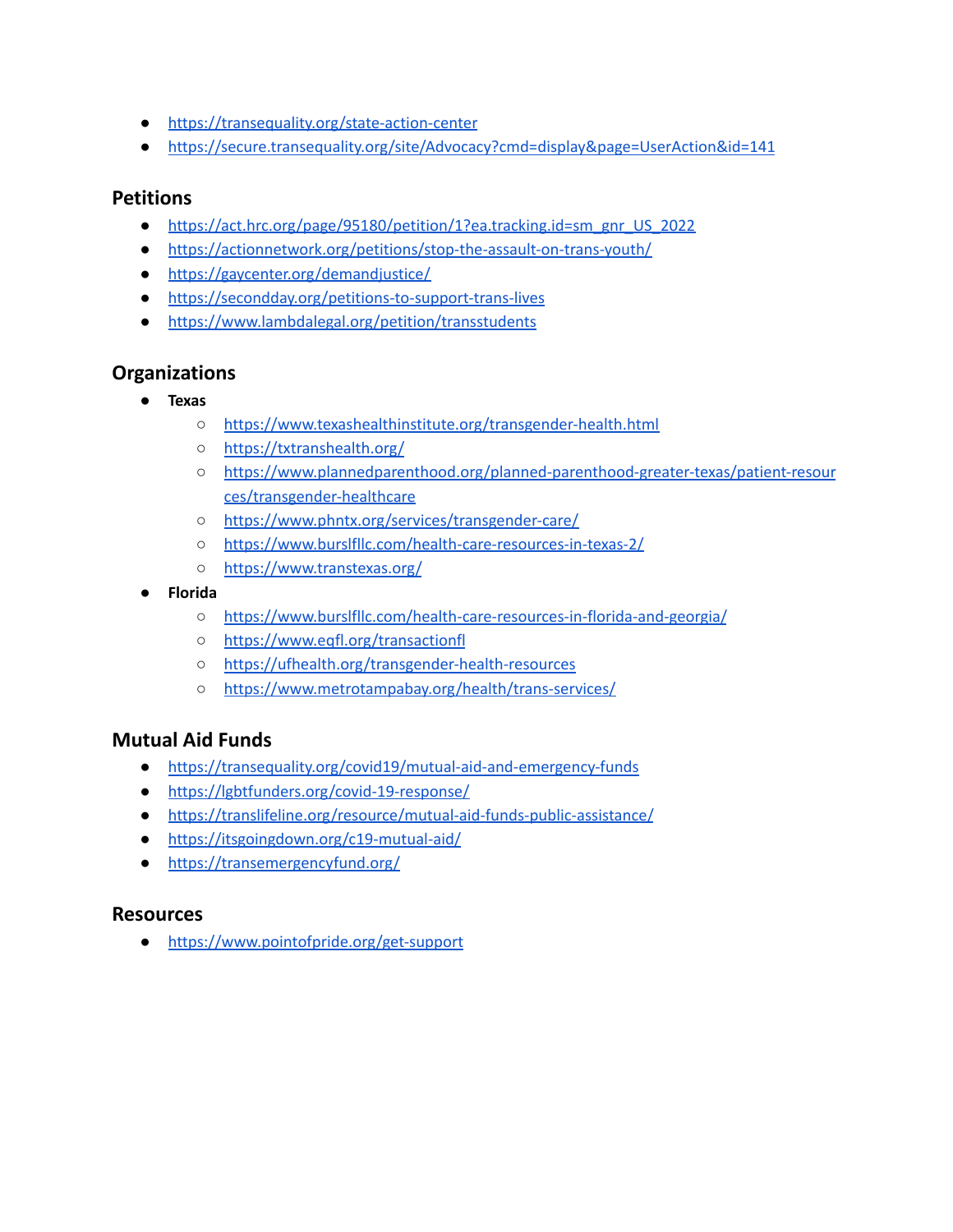- https://transequality.org/state-action-center
- https://secure.transequality.org/site/Advocacy?cmd=display&page=UserAction&id=141

## Petitions

- https://act.hrc.org/page/95180/petition/1?ea.tracking.id=sm_gnr_US_2022
- https://actionnetwork.org/petitions/stop-the-assault-on-trans-youth/
- https://gaycenter.org/demandjustice/
- https://secondday.org/petitions-to-support-trans-lives
- https://www.lambdalegal.org/petition/transstudents

## Organizations

- **Texas**
  - https://www.texashealthinstitute.org/transgender-health.html
  - https://txtranshealth.org/
  - https://www.plannedparenthood.org/planned-parenthood-greater-texas/patient-resources/transgender-healthcare
  - https://www.phntx.org/services/transgender-care/
  - https://www.burslfllc.com/health-care-resources-in-texas-2/
  - https://www.transtexas.org/
- **Florida**
  - https://www.burslfllc.com/health-care-resources-in-florida-and-georgia/
  - https://www.eqfl.org/transactionfl
  - https://ufhealth.org/transgender-health-resources
  - https://www.metrotampabay.org/health/trans-services/

## Mutual Aid Funds

- https://transequality.org/covid19/mutual-aid-and-emergency-funds
- https://lgbtfunders.org/covid-19-response/
- https://translifeline.org/resource/mutual-aid-funds-public-assistance/
- https://itsgoingdown.org/c19-mutual-aid/
- https://transemergencyfund.org/

## Resources

- https://www.pointofpride.org/get-support